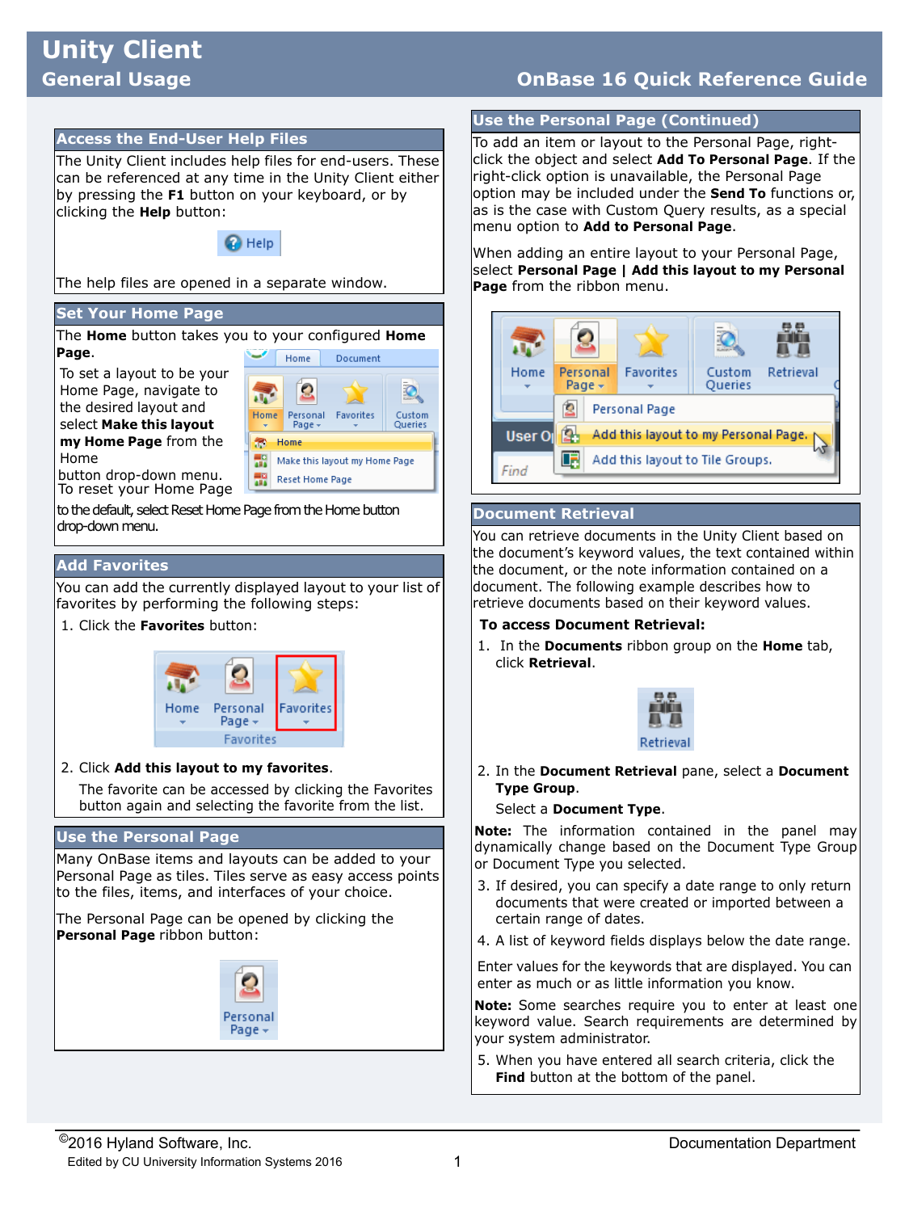# Unity Client
## General Usage

**OnBase 16 Quick Reference Guide**

### Access the End-User Help Files

The Unity Client includes help files for end-users. These can be referenced at any time in the Unity Client either by pressing the **F1** button on your keyboard, or by clicking the **Help** button:

The help files are opened in a separate window.

### Set Your Home Page

The **Home** button takes you to your configured **Home Page**.

To set a layout to be your Home Page, navigate to the desired layout and select **Make this layout my Home Page** from the Home button drop-down menu.

To reset your Home Page to the default, select Reset Home Page from the Home button drop-down menu.

### Add Favorites

You can add the currently displayed layout to your list of favorites by performing the following steps:

1. Click the **Favorites** button:
2. Click **Add this layout to my favorites**.

   The favorite can be accessed by clicking the Favorites button again and selecting the favorite from the list.

### Use the Personal Page

Many OnBase items and layouts can be added to your Personal Page as tiles. Tiles serve as easy access points to the files, items, and interfaces of your choice.

The Personal Page can be opened by clicking the **Personal Page** ribbon button:

### Use the Personal Page (Continued)

To add an item or layout to the Personal Page, right-click the object and select **Add To Personal Page**. If the right-click option is unavailable, the Personal Page option may be included under the **Send To** functions or, as is the case with Custom Query results, as a special menu option to **Add to Personal Page**.

When adding an entire layout to your Personal Page, select **Personal Page | Add this layout to my Personal Page** from the ribbon menu.

### Document Retrieval

You can retrieve documents in the Unity Client based on the document's keyword values, the text contained within the document, or the note information contained on a document. The following example describes how to retrieve documents based on their keyword values.

**To access Document Retrieval:**

1. In the **Documents** ribbon group on the **Home** tab, click **Retrieval**.
2. In the **Document Retrieval** pane, select a **Document Type Group**.

   Select a **Document Type**.

**Note:** The information contained in the panel may dynamically change based on the Document Type Group or Document Type you selected.

3. If desired, you can specify a date range to only return documents that were created or imported between a certain range of dates.
4. A list of keyword fields displays below the date range.

Enter values for the keywords that are displayed. You can enter as much or as little information you know.

**Note:** Some searches require you to enter at least one keyword value. Search requirements are determined by your system administrator.

5. When you have entered all search criteria, click the **Find** button at the bottom of the panel.

©2016 Hyland Software, Inc. — Documentation Department

Edited by CU University Information Systems 2016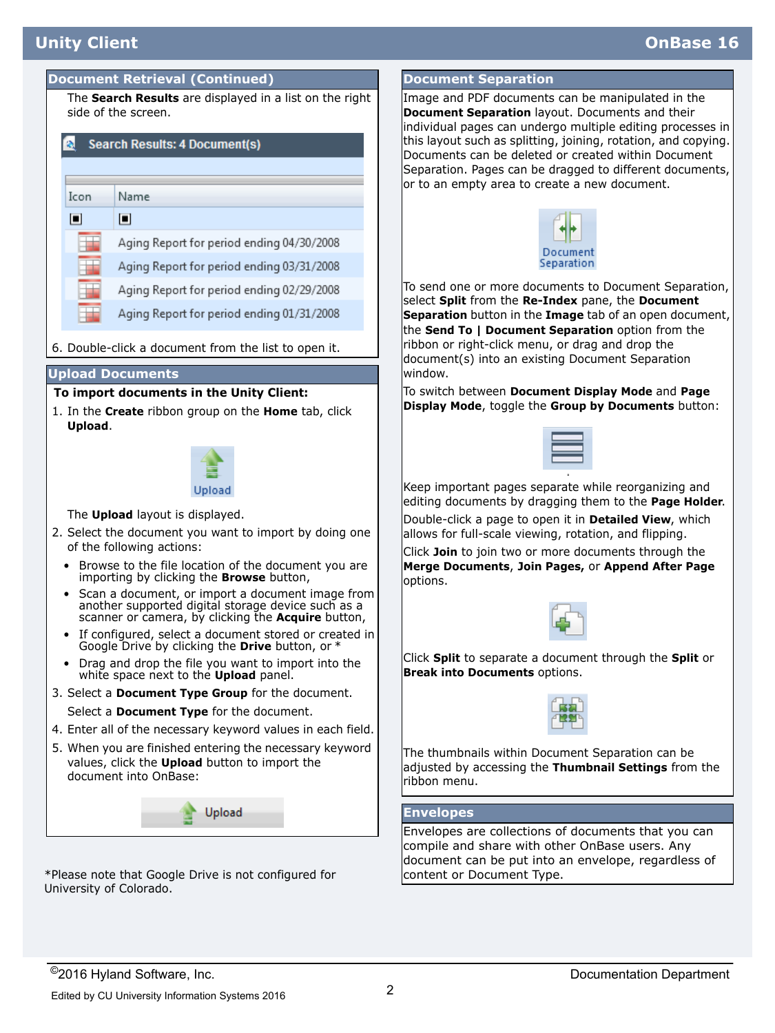## Document Retrieval (Continued)

The **Search Results** are displayed in a list on the right side of the screen.

Search Results: 4 Document(s)

| Icon | Name |
|---|---|
| | Aging Report for period ending 04/30/2008 |
| | Aging Report for period ending 03/31/2008 |
| | Aging Report for period ending 02/29/2008 |
| | Aging Report for period ending 01/31/2008 |

6. Double-click a document from the list to open it.

## Upload Documents

**To import documents in the Unity Client:**

1. In the **Create** ribbon group on the **Home** tab, click **Upload**.

   Upload

   The **Upload** layout is displayed.
2. Select the document you want to import by doing one of the following actions:
   - Browse to the file location of the document you are importing by clicking the **Browse** button,
   - Scan a document, or import a document image from another supported digital storage device such as a scanner or camera, by clicking the **Acquire** button,
   - If configured, select a document stored or created in Google Drive by clicking the **Drive** button, or *
   - Drag and drop the file you want to import into the white space next to the **Upload** panel.
3. Select a **Document Type Group** for the document.

   Select a **Document Type** for the document.
4. Enter all of the necessary keyword values in each field.
5. When you are finished entering the necessary keyword values, click the **Upload** button to import the document into OnBase:

   Upload

*Please note that Google Drive is not configured for University of Colorado.

## Document Separation

Image and PDF documents can be manipulated in the **Document Separation** layout. Documents and their individual pages can undergo multiple editing processes in this layout such as splitting, joining, rotation, and copying. Documents can be deleted or created within Document Separation. Pages can be dragged to different documents, or to an empty area to create a new document.

Document Separation

To send one or more documents to Document Separation, select **Split** from the **Re-Index** pane, the **Document Separation** button in the **Image** tab of an open document, the **Send To | Document Separation** option from the ribbon or right-click menu, or drag and drop the document(s) into an existing Document Separation window.

To switch between **Document Display Mode** and **Page Display Mode**, toggle the **Group by Documents** button:

Keep important pages separate while reorganizing and editing documents by dragging them to the **Page Holder**.

Double-click a page to open it in **Detailed View**, which allows for full-scale viewing, rotation, and flipping.

Click **Join** to join two or more documents through the **Merge Documents**, **Join Pages,** or **Append After Page** options.

Click **Split** to separate a document through the **Split** or **Break into Documents** options.

The thumbnails within Document Separation can be adjusted by accessing the **Thumbnail Settings** from the ribbon menu.

## Envelopes

Envelopes are collections of documents that you can compile and share with other OnBase users. Any document can be put into an envelope, regardless of content or Document Type.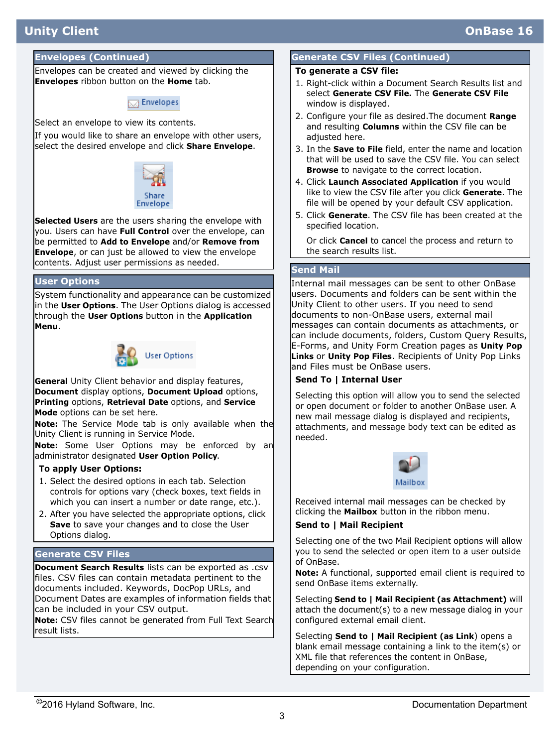## Envelopes (Continued)

Envelopes can be created and viewed by clicking the **Envelopes** ribbon button on the **Home** tab.

Envelopes

Select an envelope to view its contents.

If you would like to share an envelope with other users, select the desired envelope and click **Share Envelope**.

Share Envelope

**Selected Users** are the users sharing the envelope with you. Users can have **Full Control** over the envelope, can be permitted to **Add to Envelope** and/or **Remove from Envelope**, or can just be allowed to view the envelope contents. Adjust user permissions as needed.

## User Options

System functionality and appearance can be customized in the **User Options**. The User Options dialog is accessed through the **User Options** button in the **Application Menu**.

User Options

**General** Unity Client behavior and display features, **Document** display options, **Document Upload** options, **Printing** options, **Retrieval Date** options, and **Service Mode** options can be set here.

**Note:** The Service Mode tab is only available when the Unity Client is running in Service Mode.

**Note:** Some User Options may be enforced by an administrator designated **User Option Policy**.

**To apply User Options:**

1. Select the desired options in each tab. Selection controls for options vary (check boxes, text fields in which you can insert a number or date range, etc.).
2. After you have selected the appropriate options, click **Save** to save your changes and to close the User Options dialog.

## Generate CSV Files

**Document Search Results** lists can be exported as .csv files. CSV files can contain metadata pertinent to the documents included. Keywords, DocPop URLs, and Document Dates are examples of information fields that can be included in your CSV output.

**Note:** CSV files cannot be generated from Full Text Search result lists.

## Generate CSV Files (Continued)

**To generate a CSV file:**

1. Right-click within a Document Search Results list and select **Generate CSV File.** The **Generate CSV File** window is displayed.
2. Configure your file as desired.The document **Range** and resulting **Columns** within the CSV file can be adjusted here.
3. In the **Save to File** field, enter the name and location that will be used to save the CSV file. You can select **Browse** to navigate to the correct location.
4. Click **Launch Associated Application** if you would like to view the CSV file after you click **Generate**. The file will be opened by your default CSV application.
5. Click **Generate**. The CSV file has been created at the specified location.

   Or click **Cancel** to cancel the process and return to the search results list.

## Send Mail

Internal mail messages can be sent to other OnBase users. Documents and folders can be sent within the Unity Client to other users. If you need to send documents to non-OnBase users, external mail messages can contain documents as attachments, or can include documents, folders, Custom Query Results, E-Forms, and Unity Form Creation pages as **Unity Pop Links** or **Unity Pop Files**. Recipients of Unity Pop Links and Files must be OnBase users.

**Send To | Internal User**

Selecting this option will allow you to send the selected or open document or folder to another OnBase user. A new mail message dialog is displayed and recipients, attachments, and message body text can be edited as needed.

Mailbox

Received internal mail messages can be checked by clicking the **Mailbox** button in the ribbon menu.

**Send to | Mail Recipient**

Selecting one of the two Mail Recipient options will allow you to send the selected or open item to a user outside of OnBase.

**Note:** A functional, supported email client is required to send OnBase items externally.

Selecting **Send to | Mail Recipient (as Attachment)** will attach the document(s) to a new message dialog in your configured external email client.

Selecting **Send to | Mail Recipient (as Link**) opens a blank email message containing a link to the item(s) or XML file that references the content in OnBase, depending on your configuration.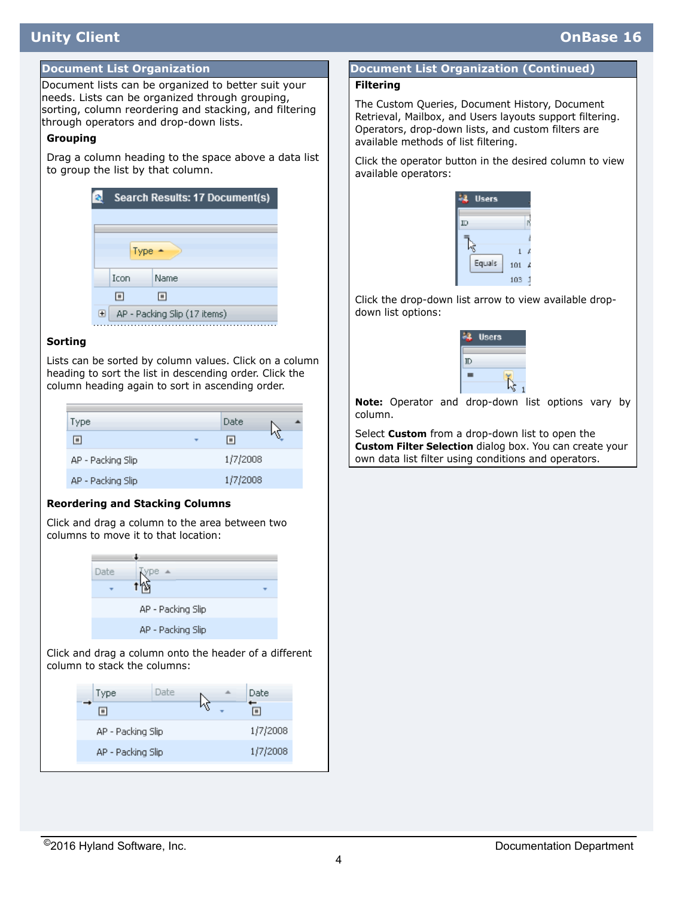## Document List Organization

Document lists can be organized to better suit your needs. Lists can be organized through grouping, sorting, column reordering and stacking, and filtering through operators and drop-down lists.

### Grouping

Drag a column heading to the space above a data list to group the list by that column.

### Sorting

Lists can be sorted by column values. Click on a column heading to sort the list in descending order. Click the column heading again to sort in ascending order.

### Reordering and Stacking Columns

Click and drag a column to the area between two columns to move it to that location:

Click and drag a column onto the header of a different column to stack the columns:

## Document List Organization (Continued)

### Filtering

The Custom Queries, Document History, Document Retrieval, Mailbox, and Users layouts support filtering. Operators, drop-down lists, and custom filters are available methods of list filtering.

Click the operator button in the desired column to view available operators:

Click the drop-down list arrow to view available drop-down list options:

**Note:** Operator and drop-down list options vary by column.

Select **Custom** from a drop-down list to open the **Custom Filter Selection** dialog box. You can create your own data list filter using conditions and operators.